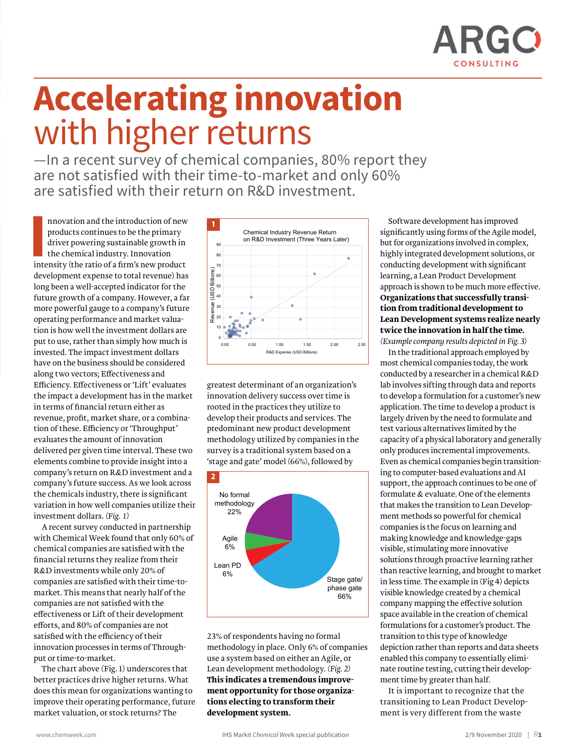# Accelerating innovation with higher returns

—In a recent survey of chemical companies, 80% report they are not satisfied with their time-to-market and only 60% are satisfied with their return on R&D investment.

Innovation and the introduction of new products continues to be the primary driver powering sustainable growth in the chemical industry. Innovation intensity (the ratio of a firm's new product development expense to total revenue) has long been a well-accepted indicator for the future growth of a company. However, a far more powerful gauge to a company's future operating performance and market valuation is how well the investment dollars are put to use, rather than simply how much is invested. The impact investment dollars have on the business should be considered along two vectors; Effectiveness and Efficiency. Effectiveness or 'Lift' evaluates the impact a development has in the market in terms of financial return either as revenue, profit, market share, or a combination of these. Efficiency or 'Throughput' evaluates the amount of innovation delivered per given time interval. These two elements combine to provide insight into a company's return on R&D investment and a company's future success. As we look across the chemicals industry, there is significant variation in how well companies utilize their investment dollars. *(Fig. 1)*

A recent survey conducted in partnership with Chemical Week found that only 60% of chemical companies are satisfied with the financial returns they realize from their R&D investments while only 20% of companies are satisfied with their time-to-market. This means that nearly half of the companies are not satisfied with the effectiveness or Lift of their development efforts, and 80% of companies are not satisfied with the efficiency of their innovation processes in terms of Throughput or time-to-market.

The chart above (Fig. 1) underscores that better practices drive higher returns. What does this mean for organizations wanting to improve their operating performance, future market valuation, or stock returns? The greatest determinant of an organization's innovation delivery success over time is rooted in the practices they utilize to develop their products and services. The predominant new product development methodology utilized by companies in the survey is a traditional system based on a 'stage and gate' model (66%), followed by 23% of respondents having no formal methodology in place. Only 6% of companies use a system based on either an Agile, or Lean development methodology. *(Fig. 2)* **This indicates a tremendous improvement opportunity for those organizations electing to transform their development system.**

**1**

Chemical Industry Revenue Return on R&D Investment (Three Years Later)

**2**

| Methodology | Share |
| --- | --- |
| Stage gate/ phase gate | 66% |
| No formal methodology | 22% |
| Agile | 6% |
| Lean PD | 6% |

Software development has improved significantly using forms of the Agile model, but for organizations involved in complex, highly integrated development solutions, or conducting development with significant learning, a Lean Product Development approach is shown to be much more effective. **Organizations that successfully transition from traditional development to Lean Development systems realize nearly twice the innovation in half the time.** *(Example company results depicted in Fig. 3)*

In the traditional approach employed by most chemical companies today, the work conducted by a researcher in a chemical R&D lab involves sifting through data and reports to develop a formulation for a customer's new application. The time to develop a product is largely driven by the need to formulate and test various alternatives limited by the capacity of a physical laboratory and generally only produces incremental improvements. Even as chemical companies begin transitioning to computer-based evaluations and AI support, the approach continues to be one of formulate & evaluate. One of the elements that makes the transition to Lean Development methods so powerful for chemical companies is the focus on learning and making knowledge and knowledge-gaps visible, stimulating more innovative solutions through proactive learning rather than reactive learning, and brought to market in less time. The example in (Fig 4) depicts visible knowledge created by a chemical company mapping the effective solution space available in the creation of chemical formulations for a customer's product. The transition to this type of knowledge depiction rather than reports and data sheets enabled this company to essentially eliminate routine testing, cutting their development time by greater than half.

It is important to recognize that the transitioning to Lean Product Development is very different from the waste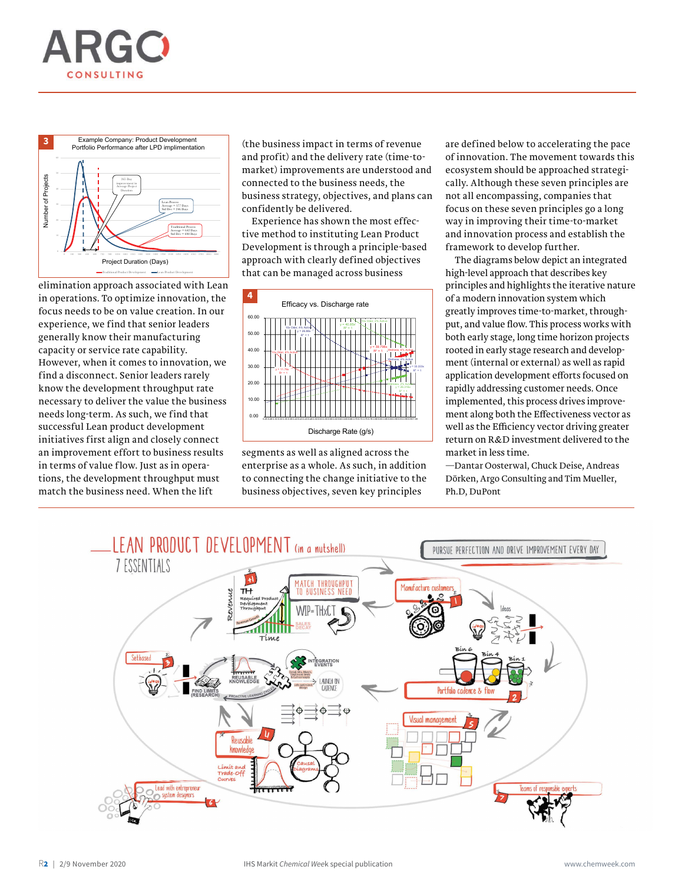**3** Example Company: Product Development Portfolio Performance after LPD implimentation

elimination approach associated with Lean in operations. To optimize innovation, the focus needs to be on value creation. In our experience, we find that senior leaders generally know their manufacturing capacity or service rate capability. However, when it comes to innovation, we find a disconnect. Senior leaders rarely know the development throughput rate necessary to deliver the value the business needs long-term. As such, we find that successful Lean product development initiatives first align and closely connect an improvement effort to business results in terms of value flow. Just as in operations, the development throughput must match the business need. When the lift (the business impact in terms of revenue and profit) and the delivery rate (time-to-market) improvements are understood and connected to the business needs, the business strategy, objectives, and plans can confidently be delivered.

Experience has shown the most effective method to instituting Lean Product Development is through a principle-based approach with clearly defined objectives that can be managed across business segments as well as aligned across the enterprise as a whole. As such, in addition to connecting the change initiative to the business objectives, seven key principles are defined below to accelerating the pace of innovation. The movement towards this ecosystem should be approached strategically. Although these seven principles are not all encompassing, companies that focus on these seven principles go a long way in improving their time-to-market and innovation process and establish the framework to develop further.

**4** Efficacy vs. Discharge rate

The diagrams below depict an integrated high-level approach that describes key principles and highlights the iterative nature of a modern innovation system which greatly improves time-to-market, throughput, and value flow. This process works with both early stage, long time horizon projects rooted in early stage research and development (internal or external) as well as rapid application development efforts focused on rapidly addressing customer needs. Once implemented, this process drives improvement along both the Effectiveness vector as well as the Efficiency vector driving greater return on R&D investment delivered to the market in less time.

—Dantar Oosterwal, Chuck Deise, Andreas Dörken, Argo Consulting and Tim Mueller, Ph.D, DuPont

LEAN PRODUCT DEVELOPMENT (in a nutshell) 7 ESSENTIALS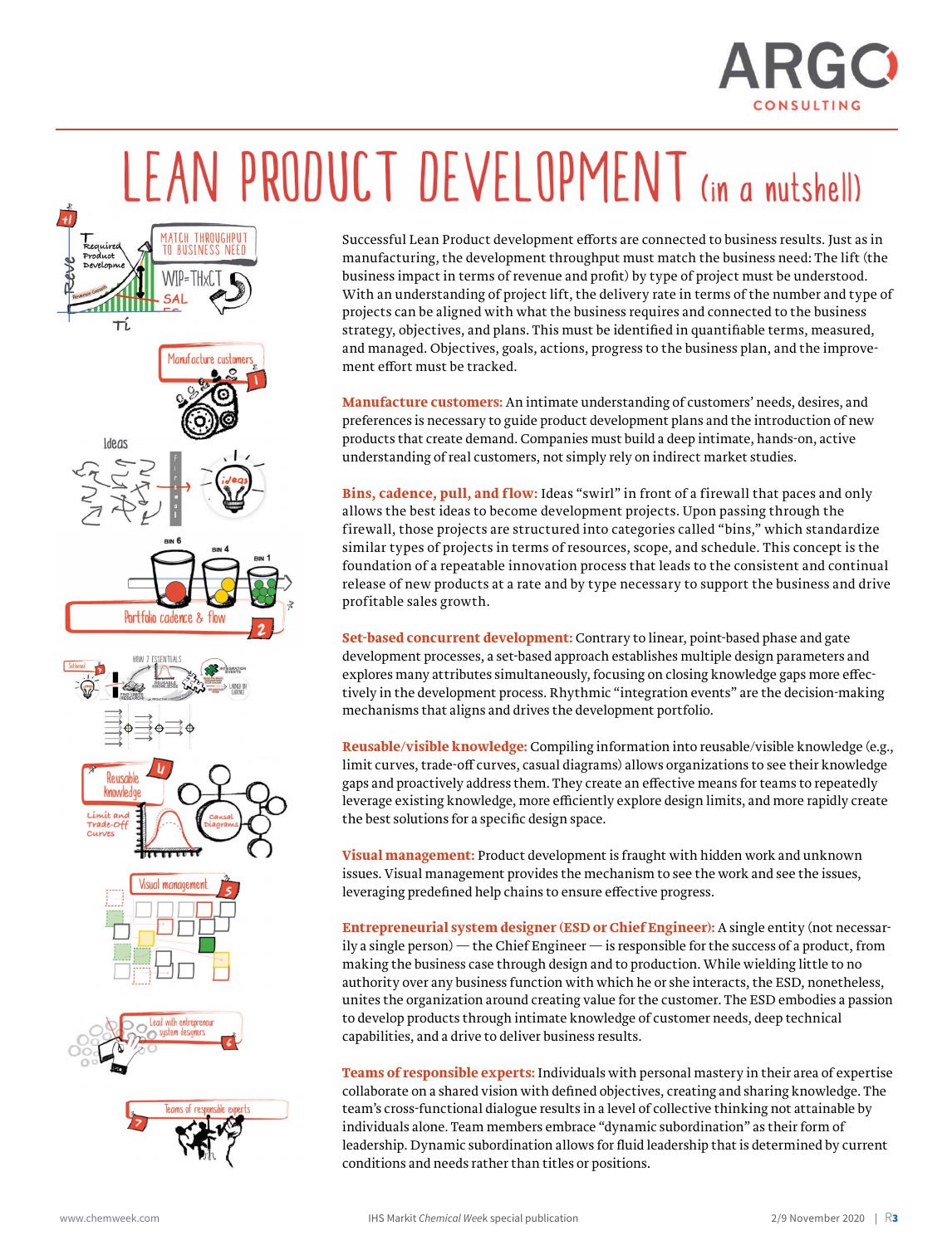# LEAN PRODUCT DEVELOPMENT (in a nutshell)

Successful Lean Product development efforts are connected to business results. Just as in manufacturing, the development throughput must match the business need: The lift (the business impact in terms of revenue and profit) by type of project must be understood. With an understanding of project lift, the delivery rate in terms of the number and type of projects can be aligned with what the business requires and connected to the business strategy, objectives, and plans. This must be identified in quantifiable terms, measured, and managed. Objectives, goals, actions, progress to the business plan, and the improvement effort must be tracked.

**Manufacture customers:** An intimate understanding of customers' needs, desires, and preferences is necessary to guide product development plans and the introduction of new products that create demand. Companies must build a deep intimate, hands-on, active understanding of real customers, not simply rely on indirect market studies.

**Bins, cadence, pull, and flow:** Ideas "swirl" in front of a firewall that paces and only allows the best ideas to become development projects. Upon passing through the firewall, those projects are structured into categories called "bins," which standardize similar types of projects in terms of resources, scope, and schedule. This concept is the foundation of a repeatable innovation process that leads to the consistent and continual release of new products at a rate and by type necessary to support the business and drive profitable sales growth.

**Set-based concurrent development:** Contrary to linear, point-based phase and gate development processes, a set-based approach establishes multiple design parameters and explores many attributes simultaneously, focusing on closing knowledge gaps more effectively in the development process. Rhythmic "integration events" are the decision-making mechanisms that aligns and drives the development portfolio.

**Reusable/visible knowledge:** Compiling information into reusable/visible knowledge (e.g., limit curves, trade-off curves, casual diagrams) allows organizations to see their knowledge gaps and proactively address them. They create an effective means for teams to repeatedly leverage existing knowledge, more efficiently explore design limits, and more rapidly create the best solutions for a specific design space.

**Visual management:** Product development is fraught with hidden work and unknown issues. Visual management provides the mechanism to see the work and see the issues, leveraging predefined help chains to ensure effective progress.

**Entrepreneurial system designer (ESD or Chief Engineer):** A single entity (not necessarily a single person) — the Chief Engineer — is responsible for the success of a product, from making the business case through design and to production. While wielding little to no authority over any business function with which he or she interacts, the ESD, nonetheless, unites the organization around creating value for the customer. The ESD embodies a passion to develop products through intimate knowledge of customer needs, deep technical capabilities, and a drive to deliver business results.

**Teams of responsible experts:** Individuals with personal mastery in their area of expertise collaborate on a shared vision with defined objectives, creating and sharing knowledge. The team's cross-functional dialogue results in a level of collective thinking not attainable by individuals alone. Team members embrace "dynamic subordination" as their form of leadership. Dynamic subordination allows for fluid leadership that is determined by current conditions and needs rather than titles or positions.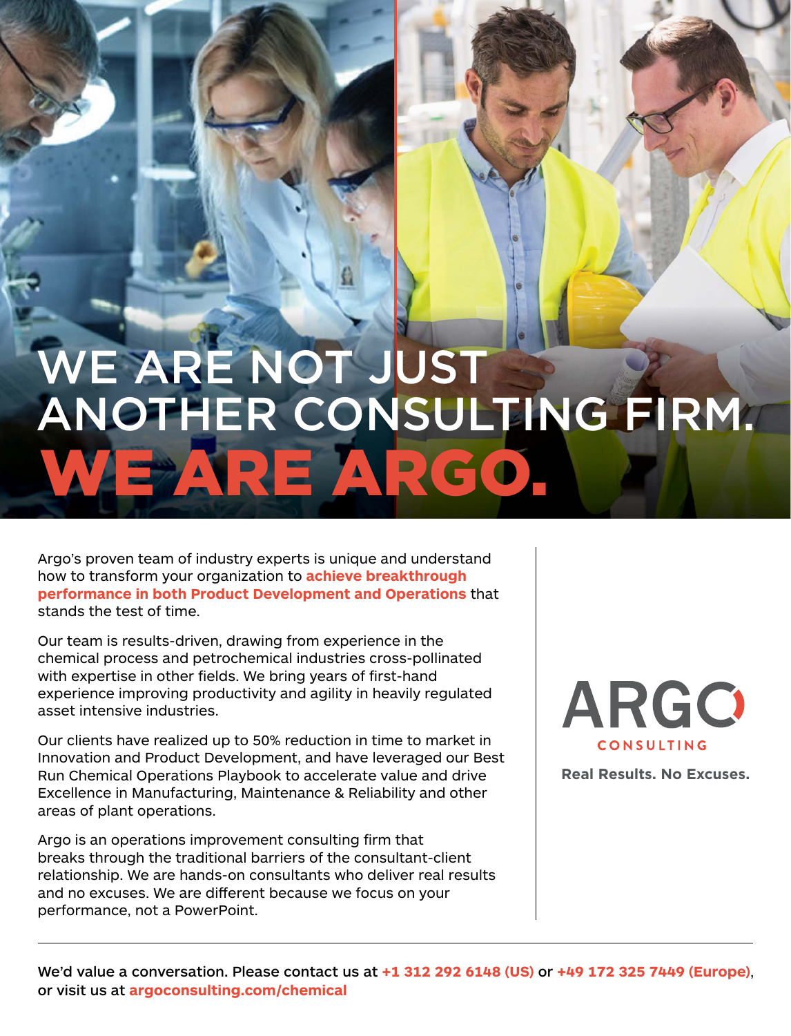# WE ARE NOT JUST ANOTHER CONSULTING FIRM.

# WE ARE ARGO.

Argo's proven team of industry experts is unique and understand how to transform your organization to **achieve breakthrough performance in both Product Development and Operations** that stands the test of time.

Our team is results-driven, drawing from experience in the chemical process and petrochemical industries cross-pollinated with expertise in other fields. We bring years of first-hand experience improving productivity and agility in heavily regulated asset intensive industries.

Our clients have realized up to 50% reduction in time to market in Innovation and Product Development, and have leveraged our Best Run Chemical Operations Playbook to accelerate value and drive Excellence in Manufacturing, Maintenance & Reliability and other areas of plant operations.

Argo is an operations improvement consulting firm that breaks through the traditional barriers of the consultant-client relationship. We are hands-on consultants who deliver real results and no excuses. We are different because we focus on your performance, not a PowerPoint.

ARGO CONSULTING

**Real Results. No Excuses.**

---

We'd value a conversation. Please contact us at **+1 312 292 6148 (US)** or **+49 172 325 7449 (Europe)**, or visit us at **argoconsulting.com/chemical**